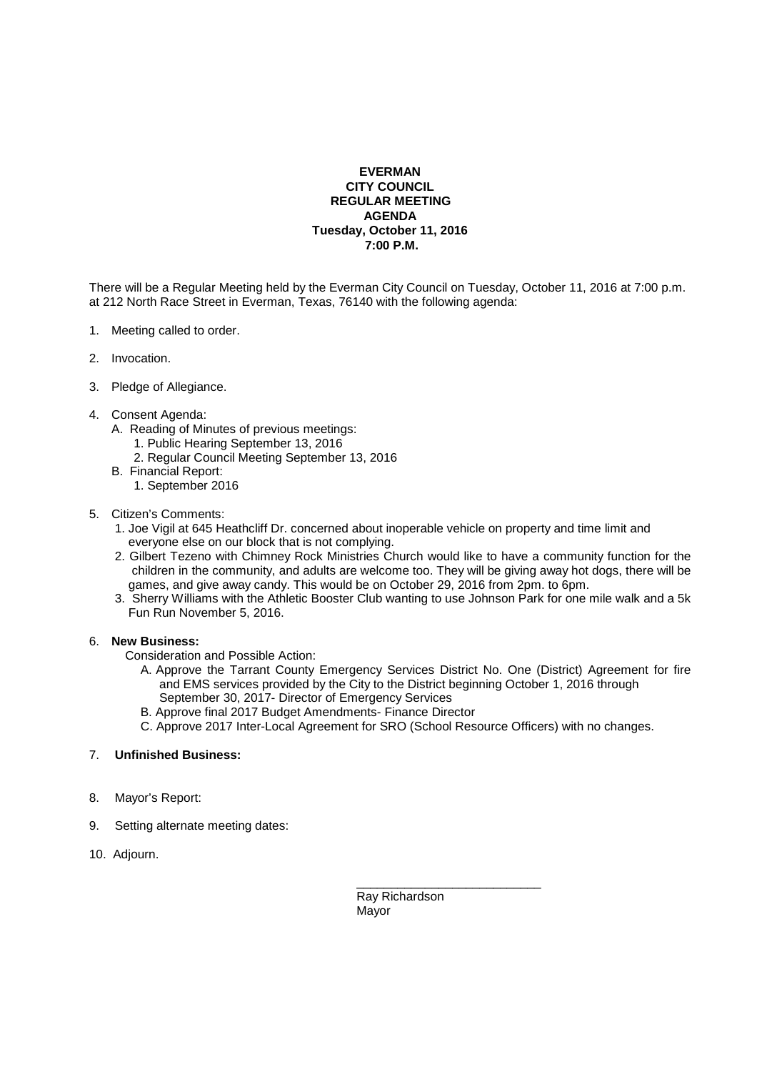**EVERMAN**
**CITY COUNCIL**
**REGULAR MEETING**
**AGENDA**
**Tuesday, October 11, 2016**
**7:00 P.M.**

There will be a Regular Meeting held by the Everman City Council on Tuesday, October 11, 2016 at 7:00 p.m. at 212 North Race Street in Everman, Texas, 76140 with the following agenda:

1. Meeting called to order.

2. Invocation.

3. Pledge of Allegiance.

4. Consent Agenda:
   - A. Reading of Minutes of previous meetings:
     1. Public Hearing September 13, 2016
     2. Regular Council Meeting September 13, 2016
   - B. Financial Report:
     1. September 2016

5. Citizen's Comments:
   1. Joe Vigil at 645 Heathcliff Dr. concerned about inoperable vehicle on property and time limit and everyone else on our block that is not complying.
   2. Gilbert Tezeno with Chimney Rock Ministries Church would like to have a community function for the children in the community, and adults are welcome too. They will be giving away hot dogs, there will be games, and give away candy. This would be on October 29, 2016 from 2pm. to 6pm.
   3. Sherry Williams with the Athletic Booster Club wanting to use Johnson Park for one mile walk and a 5k Fun Run November 5, 2016.

6. **New Business:**

   Consideration and Possible Action:
   - A. Approve the Tarrant County Emergency Services District No. One (District) Agreement for fire and EMS services provided by the City to the District beginning October 1, 2016 through September 30, 2017- Director of Emergency Services
   - B. Approve final 2017 Budget Amendments- Finance Director
   - C. Approve 2017 Inter-Local Agreement for SRO (School Resource Officers) with no changes.

7. **Unfinished Business:**

8. Mayor's Report:

9. Setting alternate meeting dates:

10. Adjourn.

\_\_\_\_\_\_\_\_\_\_\_\_\_\_\_\_\_\_\_\_\_\_\_\_\_\_\_\_
Ray Richardson
Mayor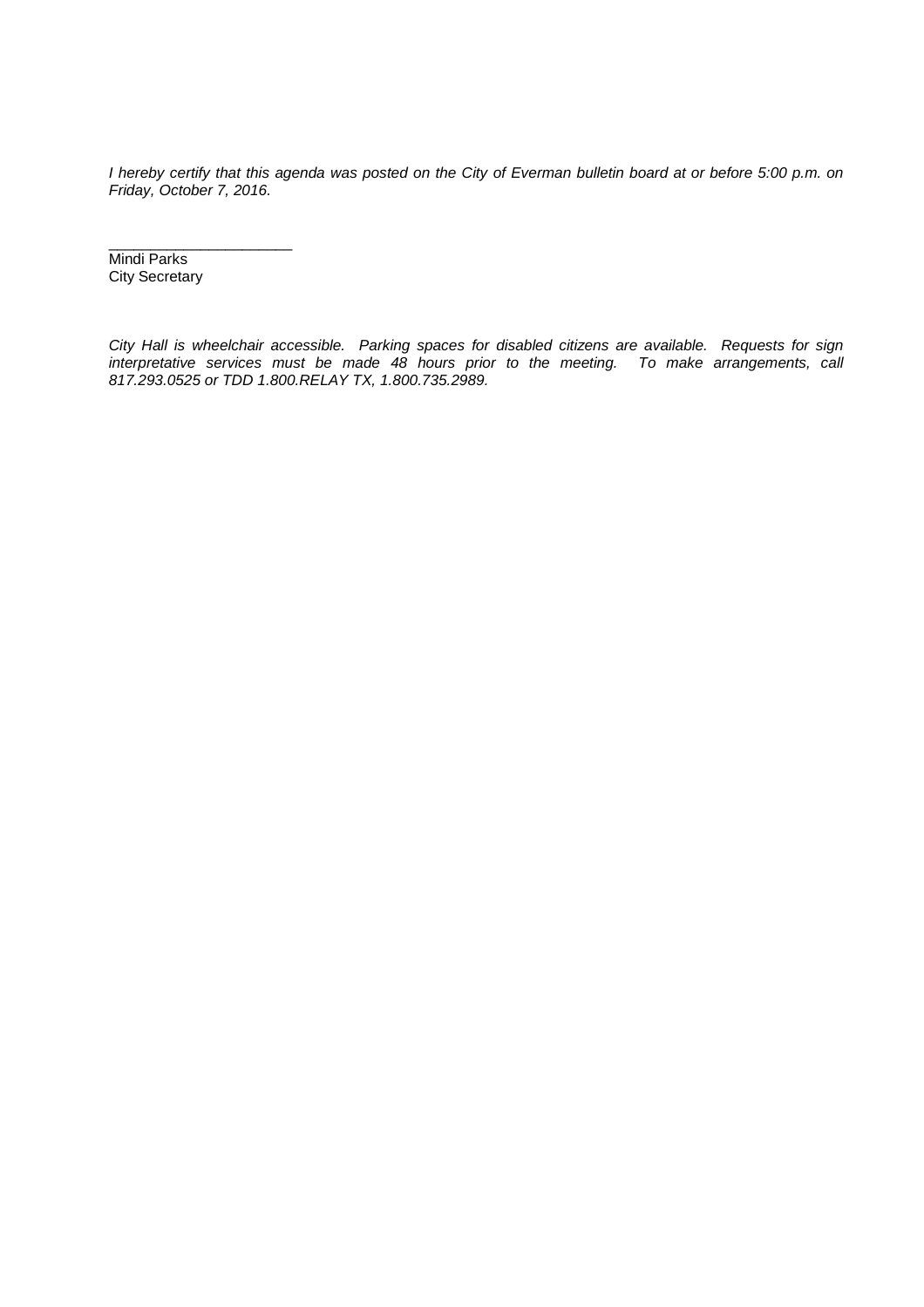*I hereby certify that this agenda was posted on the City of Everman bulletin board at or before 5:00 p.m. on Friday, October 7, 2016.*

______________________
Mindi Parks
City Secretary

*City Hall is wheelchair accessible. Parking spaces for disabled citizens are available. Requests for sign interpretative services must be made 48 hours prior to the meeting. To make arrangements, call 817.293.0525 or TDD 1.800.RELAY TX, 1.800.735.2989.*